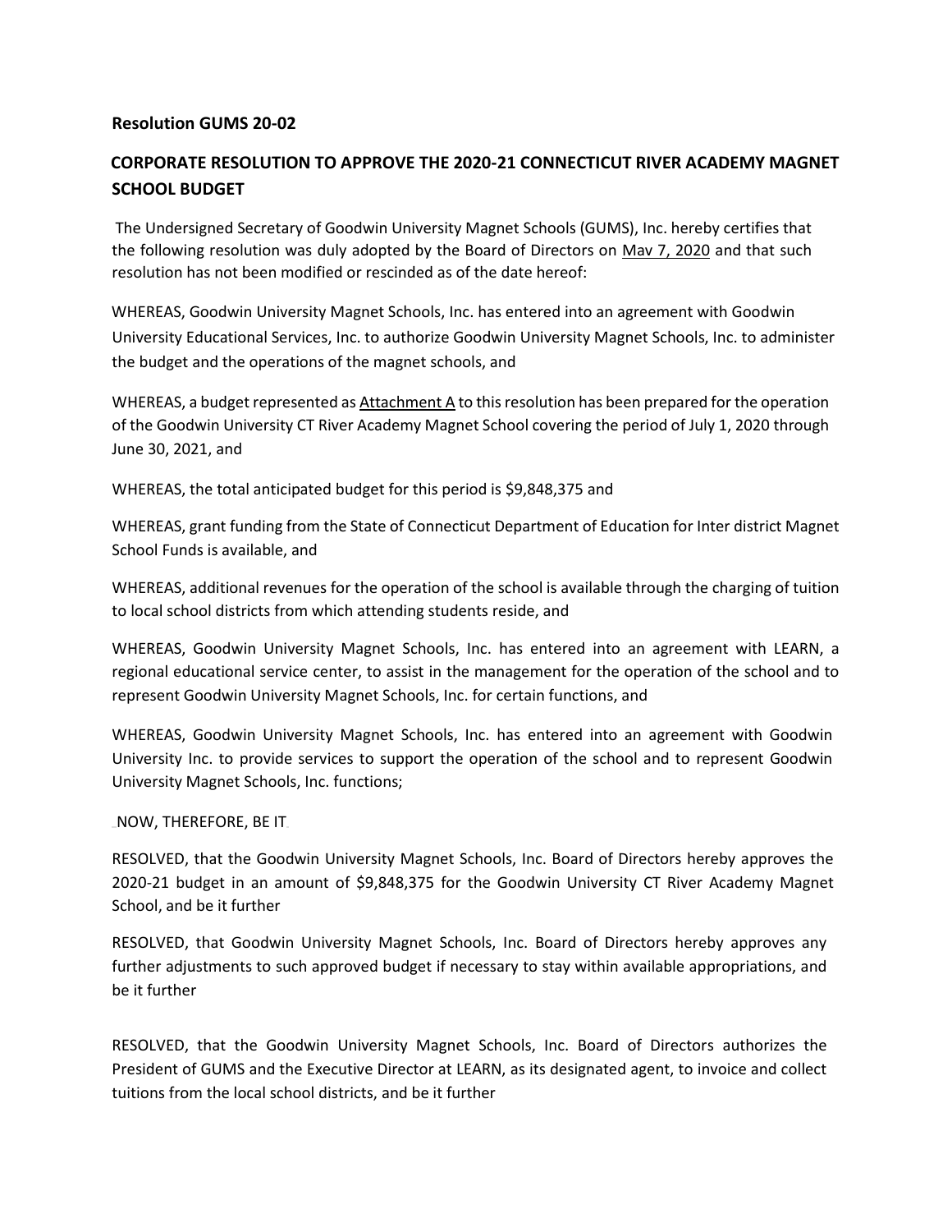**Resolution GUMS 20-02**

## CORPORATE RESOLUTION TO APPROVE THE 2020-21 CONNECTICUT RIVER ACADEMY MAGNET SCHOOL BUDGET

The Undersigned Secretary of Goodwin University Magnet Schools (GUMS), Inc. hereby certifies that the following resolution was duly adopted by the Board of Directors on Mav 7, 2020 and that such resolution has not been modified or rescinded as of the date hereof:

WHEREAS, Goodwin University Magnet Schools, Inc. has entered into an agreement with Goodwin University Educational Services, Inc. to authorize Goodwin University Magnet Schools, Inc. to administer the budget and the operations of the magnet schools, and

WHEREAS, a budget represented as Attachment A to this resolution has been prepared for the operation of the Goodwin University CT River Academy Magnet School covering the period of July 1, 2020 through June 30, 2021, and

WHEREAS, the total anticipated budget for this period is $9,848,375 and

WHEREAS, grant funding from the State of Connecticut Department of Education for Inter district Magnet School Funds is available, and

WHEREAS, additional revenues for the operation of the school is available through the charging of tuition to local school districts from which attending students reside, and

WHEREAS, Goodwin University Magnet Schools, Inc. has entered into an agreement with LEARN, a regional educational service center, to assist in the management for the operation of the school and to represent Goodwin University Magnet Schools, Inc. for certain functions, and

WHEREAS, Goodwin University Magnet Schools, Inc. has entered into an agreement with Goodwin University Inc. to provide services to support the operation of the school and to represent Goodwin University Magnet Schools, Inc. functions;

NOW, THEREFORE, BE IT

RESOLVED, that the Goodwin University Magnet Schools, Inc. Board of Directors hereby approves the 2020-21 budget in an amount of $9,848,375 for the Goodwin University CT River Academy Magnet School, and be it further

RESOLVED, that Goodwin University Magnet Schools, Inc. Board of Directors hereby approves any further adjustments to such approved budget if necessary to stay within available appropriations, and be it further

RESOLVED, that the Goodwin University Magnet Schools, Inc. Board of Directors authorizes the President of GUMS and the Executive Director at LEARN, as its designated agent, to invoice and collect tuitions from the local school districts, and be it further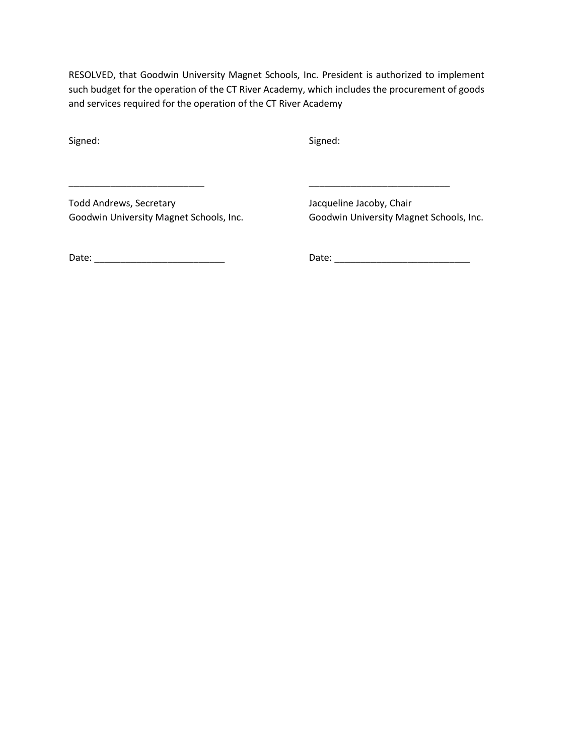RESOLVED, that Goodwin University Magnet Schools, Inc. President is authorized to implement such budget for the operation of the CT River Academy, which includes the procurement of goods and services required for the operation of the CT River Academy

Signed:

___________________________

Todd Andrews, Secretary
Goodwin University Magnet Schools, Inc.

Date: _________________________

Signed:

____________________________

Jacqueline Jacoby, Chair
Goodwin University Magnet Schools, Inc.

Date: __________________________